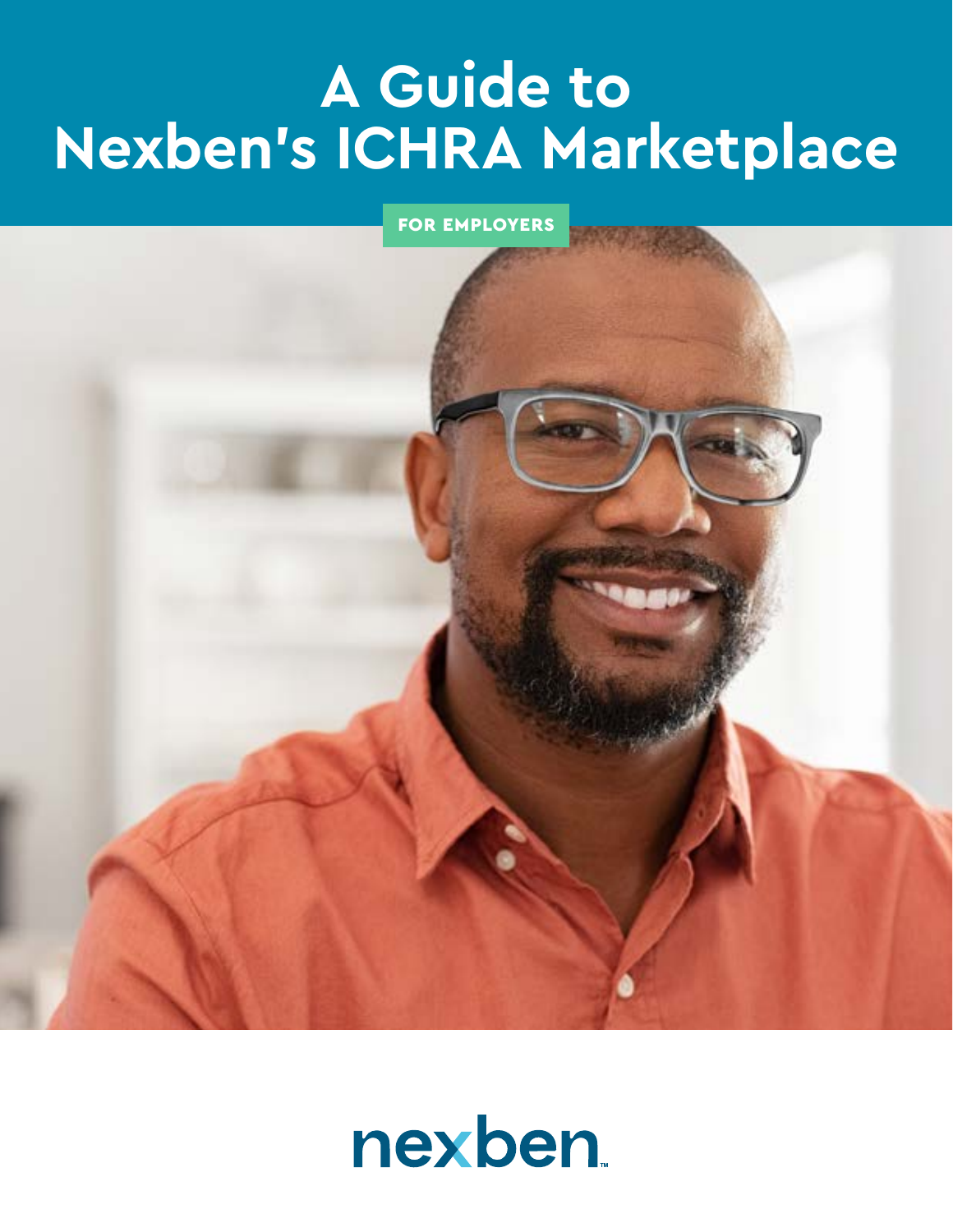# A Guide to Nexben's ICHRA Marketplace

FOR EMPLOYERS

nexben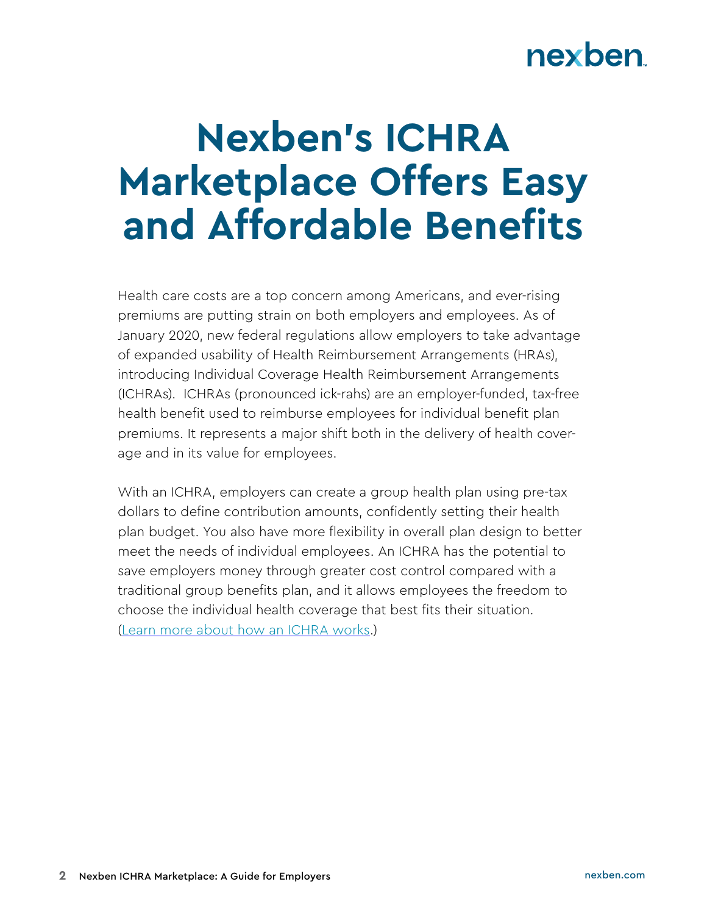# Nexben's ICHRA Marketplace Offers Easy and Affordable Benefits

Health care costs are a top concern among Americans, and ever-rising premiums are putting strain on both employers and employees. As of January 2020, new federal regulations allow employers to take advantage of expanded usability of Health Reimbursement Arrangements (HRAs), introducing Individual Coverage Health Reimbursement Arrangements (ICHRAs). ICHRAs (pronounced ick-rahs) are an employer-funded, tax-free health benefit used to reimburse employees for individual benefit plan premiums. It represents a major shift both in the delivery of health coverage and in its value for employees.

With an ICHRA, employers can create a group health plan using pre-tax dollars to define contribution amounts, confidently setting their health plan budget. You also have more flexibility in overall plan design to better meet the needs of individual employees. An ICHRA has the potential to save employers money through greater cost control compared with a traditional group benefits plan, and it allows employees the freedom to choose the individual health coverage that best fits their situation. (Learn more about how an ICHRA works.)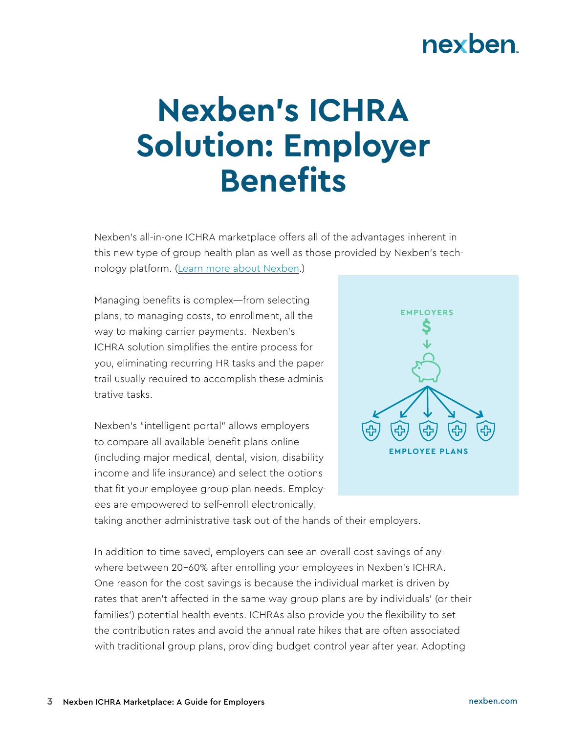# Nexben's ICHRA Solution: Employer Benefits

Nexben's all-in-one ICHRA marketplace offers all of the advantages inherent in this new type of group health plan as well as those provided by Nexben's technology platform. (Learn more about Nexben.)

Managing benefits is complex—from selecting plans, to managing costs, to enrollment, all the way to making carrier payments. Nexben's ICHRA solution simplifies the entire process for you, eliminating recurring HR tasks and the paper trail usually required to accomplish these administrative tasks.

EMPLOYERS

EMPLOYEE PLANS

Nexben's "intelligent portal" allows employers to compare all available benefit plans online (including major medical, dental, vision, disability income and life insurance) and select the options that fit your employee group plan needs. Employees are empowered to self-enroll electronically, taking another administrative task out of the hands of their employers.

In addition to time saved, employers can see an overall cost savings of anywhere between 20–60% after enrolling your employees in Nexben's ICHRA. One reason for the cost savings is because the individual market is driven by rates that aren't affected in the same way group plans are by individuals' (or their families') potential health events. ICHRAs also provide you the flexibility to set the contribution rates and avoid the annual rate hikes that are often associated with traditional group plans, providing budget control year after year. Adopting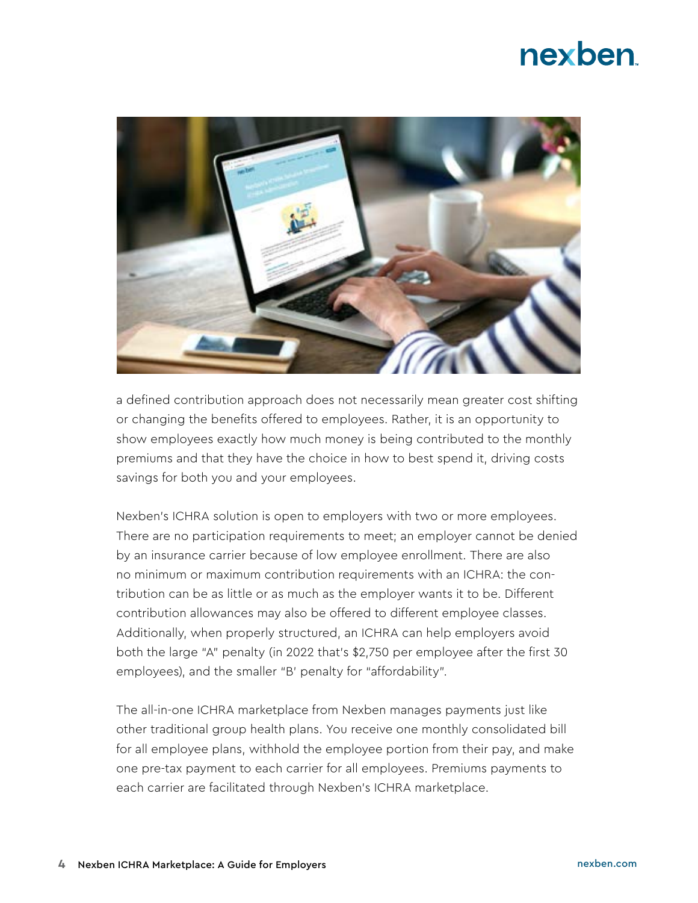a defined contribution approach does not necessarily mean greater cost shifting or changing the benefits offered to employees. Rather, it is an opportunity to show employees exactly how much money is being contributed to the monthly premiums and that they have the choice in how to best spend it, driving costs savings for both you and your employees.

Nexben's ICHRA solution is open to employers with two or more employees. There are no participation requirements to meet; an employer cannot be denied by an insurance carrier because of low employee enrollment. There are also no minimum or maximum contribution requirements with an ICHRA: the contribution can be as little or as much as the employer wants it to be. Different contribution allowances may also be offered to different employee classes. Additionally, when properly structured, an ICHRA can help employers avoid both the large "A" penalty (in 2022 that's $2,750 per employee after the first 30 employees), and the smaller "B' penalty for "affordability".

The all-in-one ICHRA marketplace from Nexben manages payments just like other traditional group health plans. You receive one monthly consolidated bill for all employee plans, withhold the employee portion from their pay, and make one pre-tax payment to each carrier for all employees. Premiums payments to each carrier are facilitated through Nexben's ICHRA marketplace.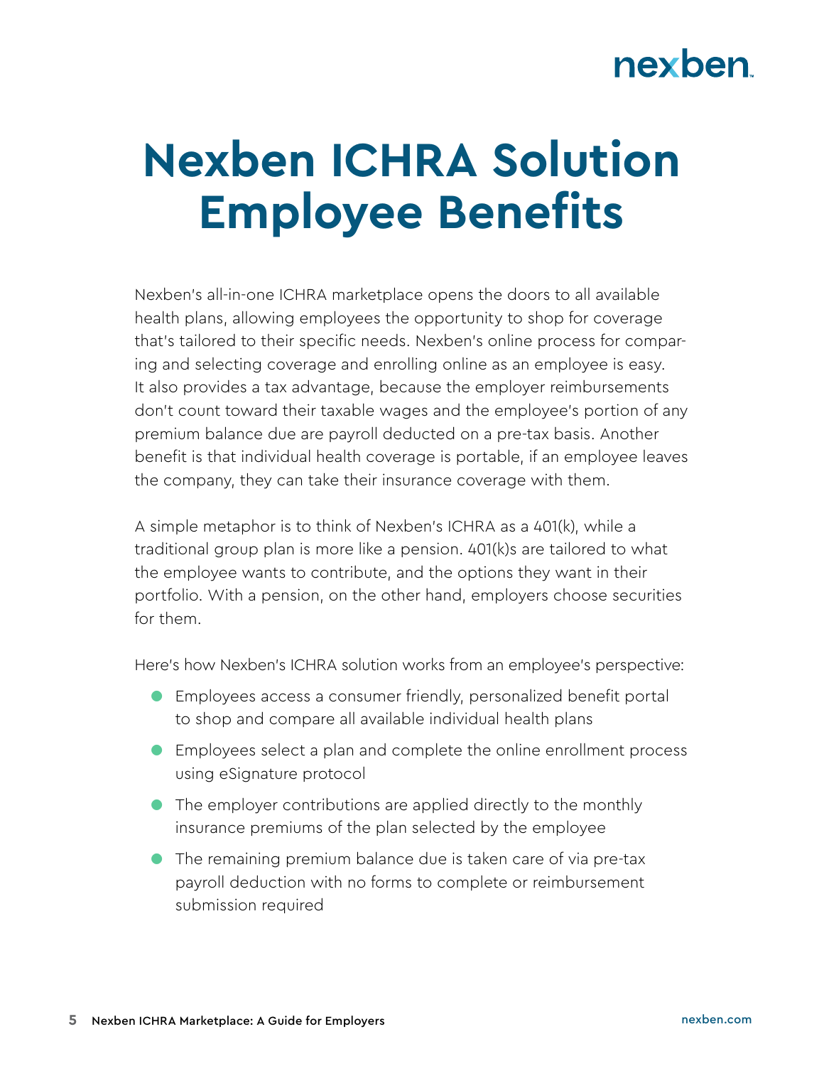# Nexben ICHRA Solution Employee Benefits

Nexben's all-in-one ICHRA marketplace opens the doors to all available health plans, allowing employees the opportunity to shop for coverage that's tailored to their specific needs. Nexben's online process for comparing and selecting coverage and enrolling online as an employee is easy. It also provides a tax advantage, because the employer reimbursements don't count toward their taxable wages and the employee's portion of any premium balance due are payroll deducted on a pre-tax basis. Another benefit is that individual health coverage is portable, if an employee leaves the company, they can take their insurance coverage with them.

A simple metaphor is to think of Nexben's ICHRA as a 401(k), while a traditional group plan is more like a pension. 401(k)s are tailored to what the employee wants to contribute, and the options they want in their portfolio. With a pension, on the other hand, employers choose securities for them.

Here's how Nexben's ICHRA solution works from an employee's perspective:

- Employees access a consumer friendly, personalized benefit portal to shop and compare all available individual health plans
- Employees select a plan and complete the online enrollment process using eSignature protocol
- The employer contributions are applied directly to the monthly insurance premiums of the plan selected by the employee
- The remaining premium balance due is taken care of via pre-tax payroll deduction with no forms to complete or reimbursement submission required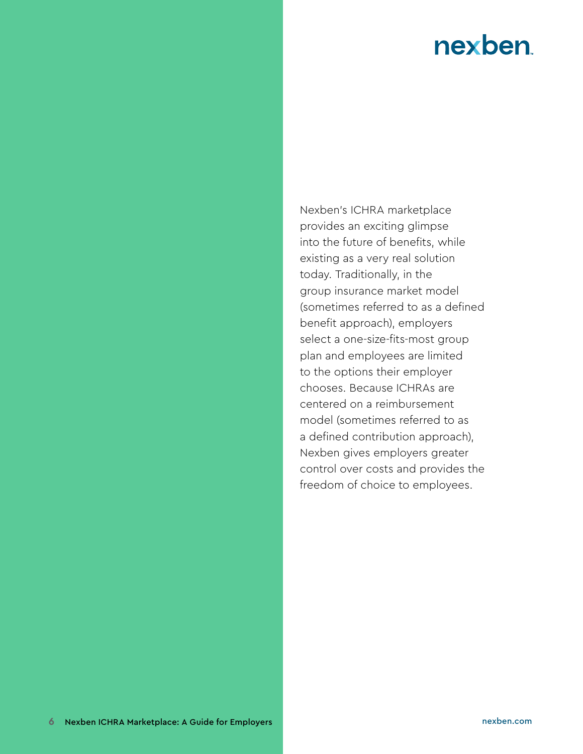Nexben's ICHRA marketplace provides an exciting glimpse into the future of benefits, while existing as a very real solution today. Traditionally, in the group insurance market model (sometimes referred to as a defined benefit approach), employers select a one-size-fits-most group plan and employees are limited to the options their employer chooses. Because ICHRAs are centered on a reimbursement model (sometimes referred to as a defined contribution approach), Nexben gives employers greater control over costs and provides the freedom of choice to employees.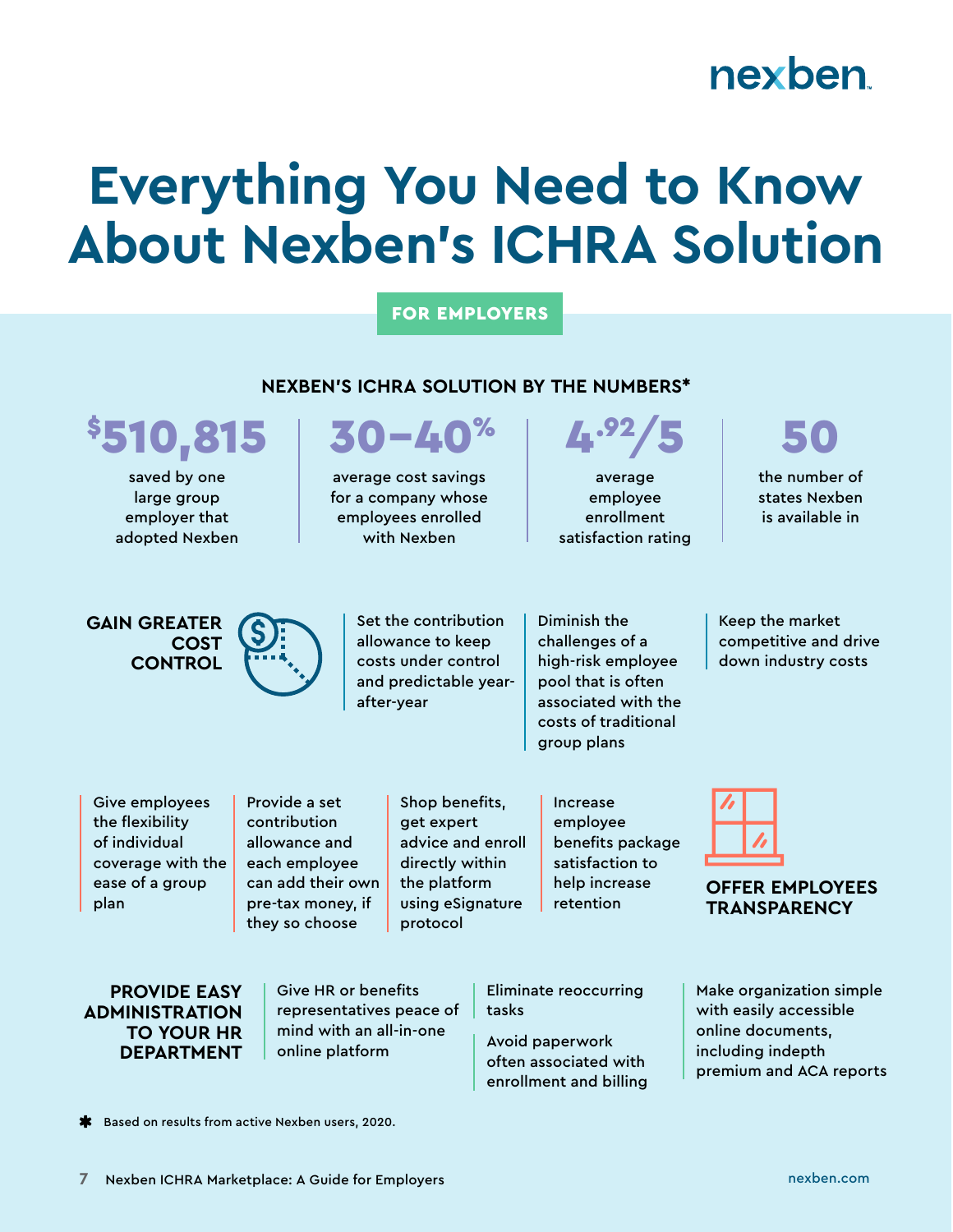nexben

# Everything You Need to Know About Nexben's ICHRA Solution

**FOR EMPLOYERS**

## NEXBEN'S ICHRA SOLUTION BY THE NUMBERS*

**$510,815**
saved by one large group employer that adopted Nexben

**30–40%**
average cost savings for a company whose employees enrolled with Nexben

**4.92/5**
average employee enrollment satisfaction rating

**50**
the number of states Nexben is available in

### GAIN GREATER COST CONTROL

- Set the contribution allowance to keep costs under control and predictable year-after-year
- Diminish the challenges of a high-risk employee pool that is often associated with the costs of traditional group plans
- Keep the market competitive and drive down industry costs

### OFFER EMPLOYEES TRANSPARENCY

- Give employees the flexibility of individual coverage with the ease of a group plan
- Provide a set contribution allowance and each employee can add their own pre-tax money, if they so choose
- Shop benefits, get expert advice and enroll directly within the platform using eSignature protocol
- Increase employee benefits package satisfaction to help increase retention

### PROVIDE EASY ADMINISTRATION TO YOUR HR DEPARTMENT

- Give HR or benefits representatives peace of mind with an all-in-one online platform
- Eliminate reoccurring tasks
- Avoid paperwork often associated with enrollment and billing
- Make organization simple with easily accessible online documents, including indepth premium and ACA reports

*Based on results from active Nexben users, 2020.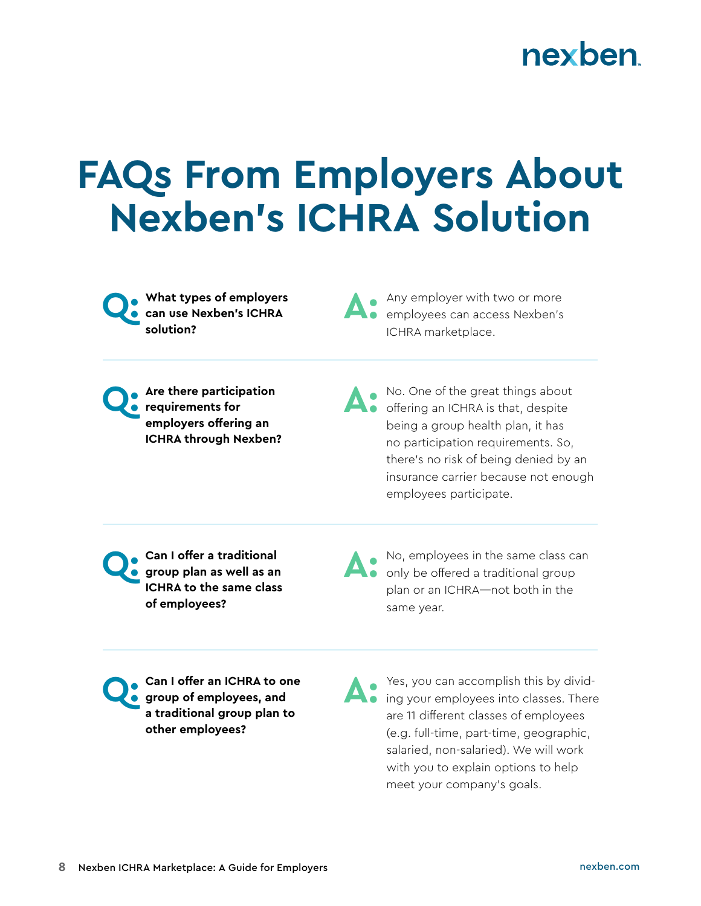# FAQs From Employers About Nexben's ICHRA Solution

**Q: What types of employers can use Nexben's ICHRA solution?**

**A:** Any employer with two or more employees can access Nexben's ICHRA marketplace.

---

**Q: Are there participation requirements for employers offering an ICHRA through Nexben?**

**A:** No. One of the great things about offering an ICHRA is that, despite being a group health plan, it has no participation requirements. So, there's no risk of being denied by an insurance carrier because not enough employees participate.

---

**Q: Can I offer a traditional group plan as well as an ICHRA to the same class of employees?**

**A:** No, employees in the same class can only be offered a traditional group plan or an ICHRA—not both in the same year.

---

**Q: Can I offer an ICHRA to one group of employees, and a traditional group plan to other employees?**

**A:** Yes, you can accomplish this by dividing your employees into classes. There are 11 different classes of employees (e.g. full-time, part-time, geographic, salaried, non-salaried). We will work with you to explain options to help meet your company's goals.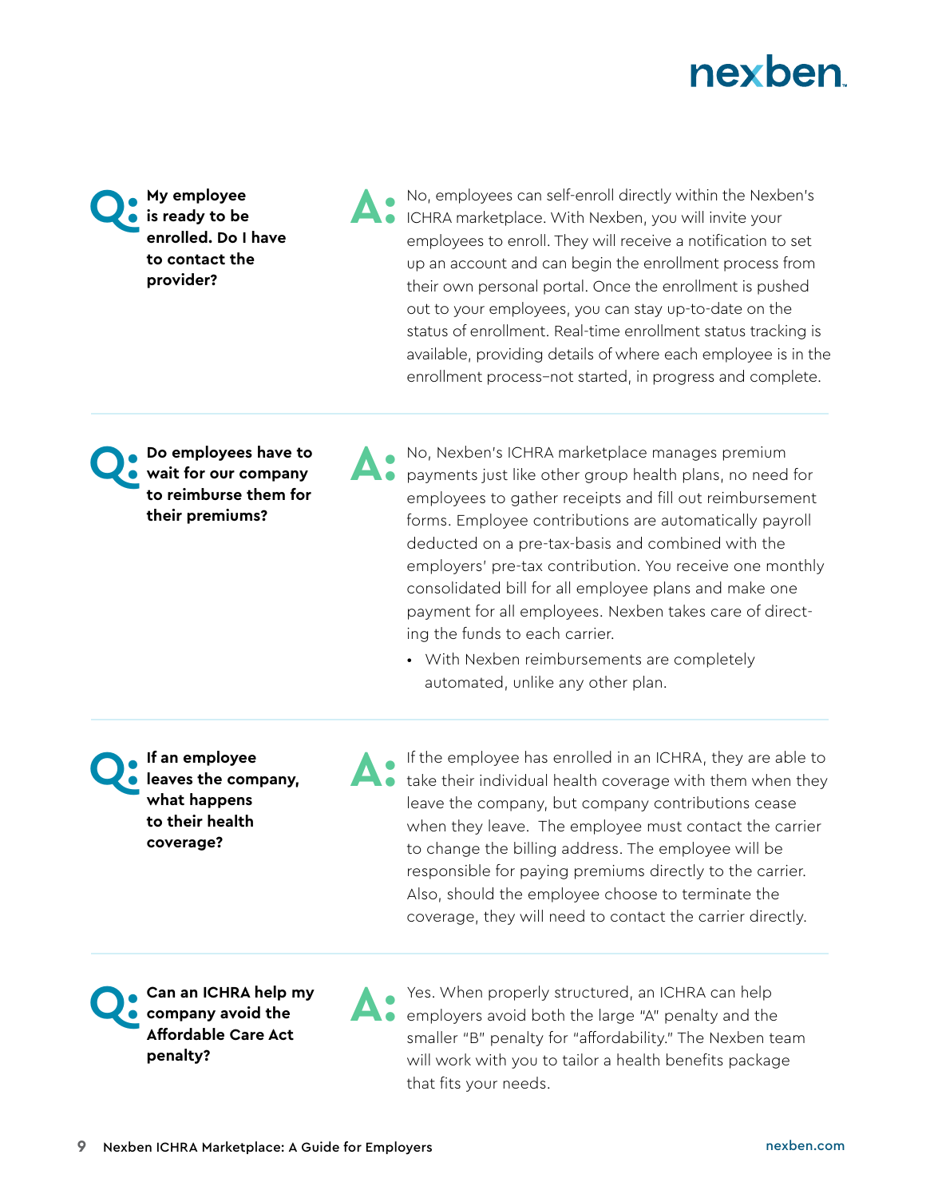**Q: My employee is ready to be enrolled. Do I have to contact the provider?**

**A:** No, employees can self-enroll directly within the Nexben's ICHRA marketplace. With Nexben, you will invite your employees to enroll. They will receive a notification to set up an account and can begin the enrollment process from their own personal portal. Once the enrollment is pushed out to your employees, you can stay up-to-date on the status of enrollment. Real-time enrollment status tracking is available, providing details of where each employee is in the enrollment process–not started, in progress and complete.

**Q: Do employees have to wait for our company to reimburse them for their premiums?**

**A:** No, Nexben's ICHRA marketplace manages premium payments just like other group health plans, no need for employees to gather receipts and fill out reimbursement forms. Employee contributions are automatically payroll deducted on a pre-tax-basis and combined with the employers' pre-tax contribution. You receive one monthly consolidated bill for all employee plans and make one payment for all employees. Nexben takes care of directing the funds to each carrier.

- With Nexben reimbursements are completely automated, unlike any other plan.

**Q: If an employee leaves the company, what happens to their health coverage?**

**A:** If the employee has enrolled in an ICHRA, they are able to take their individual health coverage with them when they leave the company, but company contributions cease when they leave. The employee must contact the carrier to change the billing address. The employee will be responsible for paying premiums directly to the carrier. Also, should the employee choose to terminate the coverage, they will need to contact the carrier directly.

**Q: Can an ICHRA help my company avoid the Affordable Care Act penalty?**

**A:** Yes. When properly structured, an ICHRA can help employers avoid both the large "A" penalty and the smaller "B" penalty for "affordability." The Nexben team will work with you to tailor a health benefits package that fits your needs.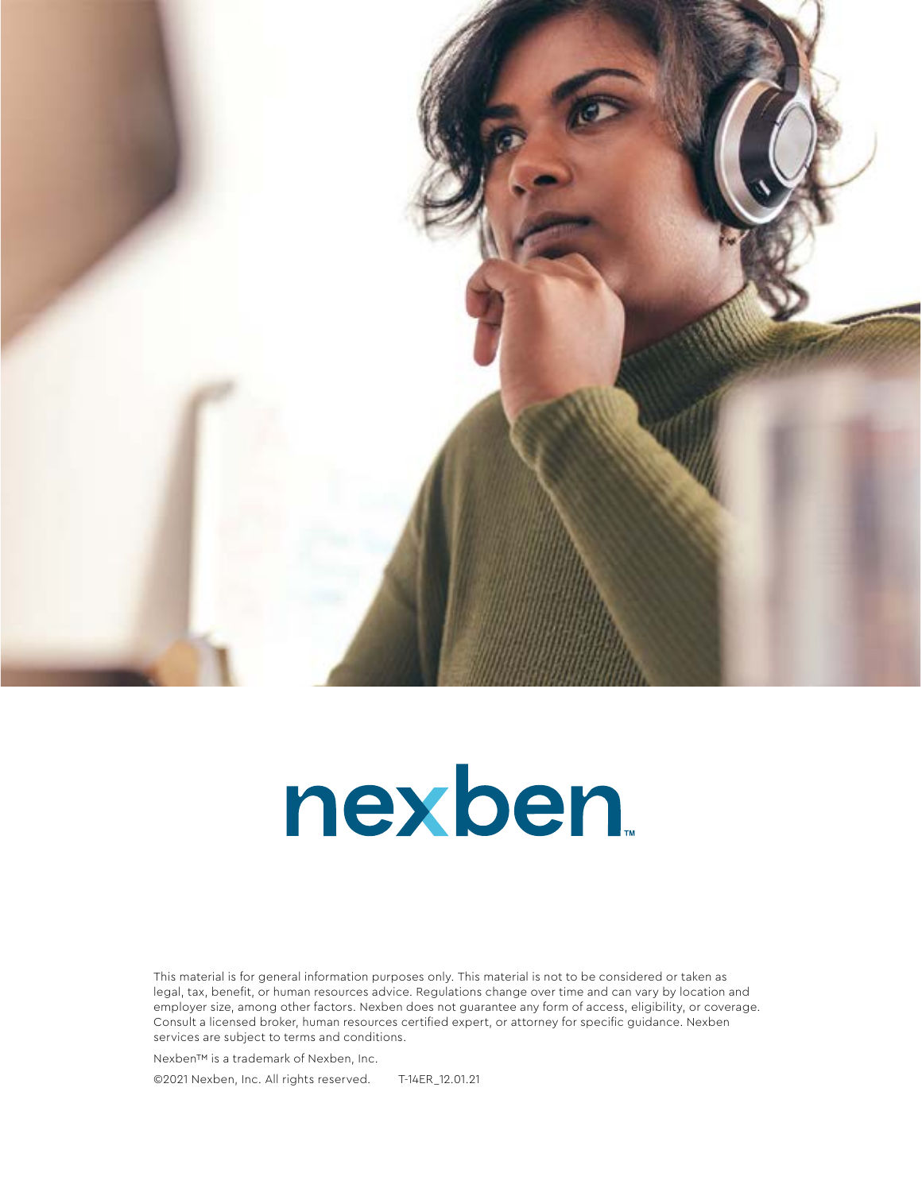nexben™

This material is for general information purposes only. This material is not to be considered or taken as legal, tax, benefit, or human resources advice. Regulations change over time and can vary by location and employer size, among other factors. Nexben does not guarantee any form of access, eligibility, or coverage. Consult a licensed broker, human resources certified expert, or attorney for specific guidance. Nexben services are subject to terms and conditions.

Nexben™ is a trademark of Nexben, Inc.

©2021 Nexben, Inc. All rights reserved. T-14ER_12.01.21